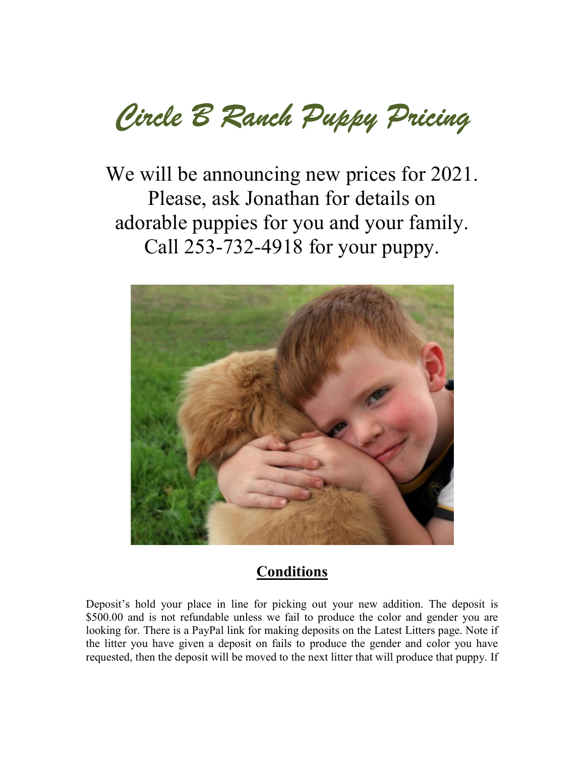# *Circle B Ranch Puppy Pricing*

We will be announcing new prices for 2021.
Please, ask Jonathan for details on
adorable puppies for you and your family.
Call 253-732-4918 for your puppy.

## **Conditions**

Deposit's hold your place in line for picking out your new addition. The deposit is $500.00 and is not refundable unless we fail to produce the color and gender you are looking for. There is a PayPal link for making deposits on the Latest Litters page. Note if the litter you have given a deposit on fails to produce the gender and color you have requested, then the deposit will be moved to the next litter that will produce that puppy. If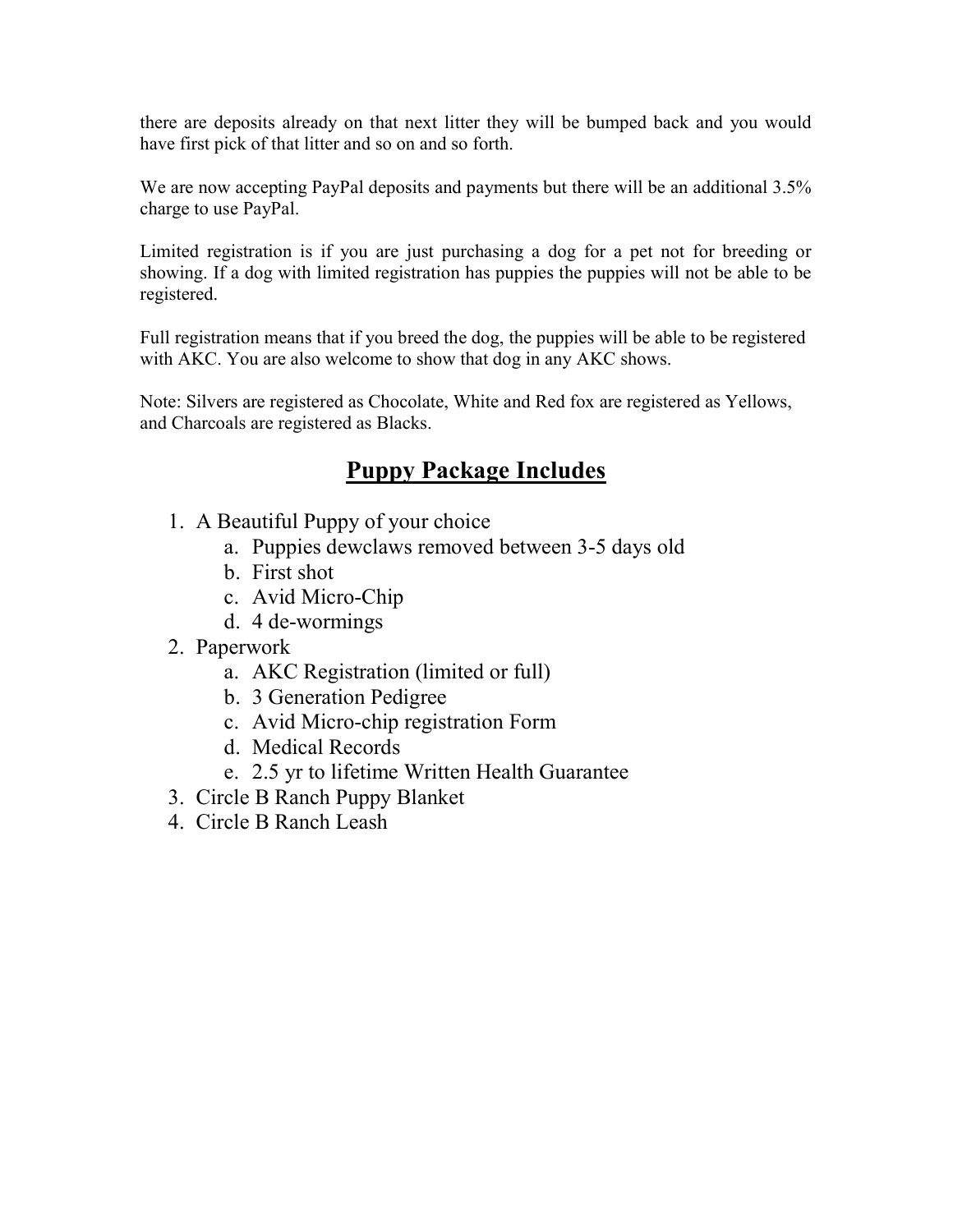there are deposits already on that next litter they will be bumped back and you would have first pick of that litter and so on and so forth.

We are now accepting PayPal deposits and payments but there will be an additional 3.5% charge to use PayPal.

Limited registration is if you are just purchasing a dog for a pet not for breeding or showing. If a dog with limited registration has puppies the puppies will not be able to be registered.

Full registration means that if you breed the dog, the puppies will be able to be registered with AKC. You are also welcome to show that dog in any AKC shows.

Note: Silvers are registered as Chocolate, White and Red fox are registered as Yellows, and Charcoals are registered as Blacks.

## Puppy Package Includes

1. A Beautiful Puppy of your choice
    a. Puppies dewclaws removed between 3-5 days old
    b. First shot
    c. Avid Micro-Chip
    d. 4 de-wormings
2. Paperwork
    a. AKC Registration (limited or full)
    b. 3 Generation Pedigree
    c. Avid Micro-chip registration Form
    d. Medical Records
    e. 2.5 yr to lifetime Written Health Guarantee
3. Circle B Ranch Puppy Blanket
4. Circle B Ranch Leash